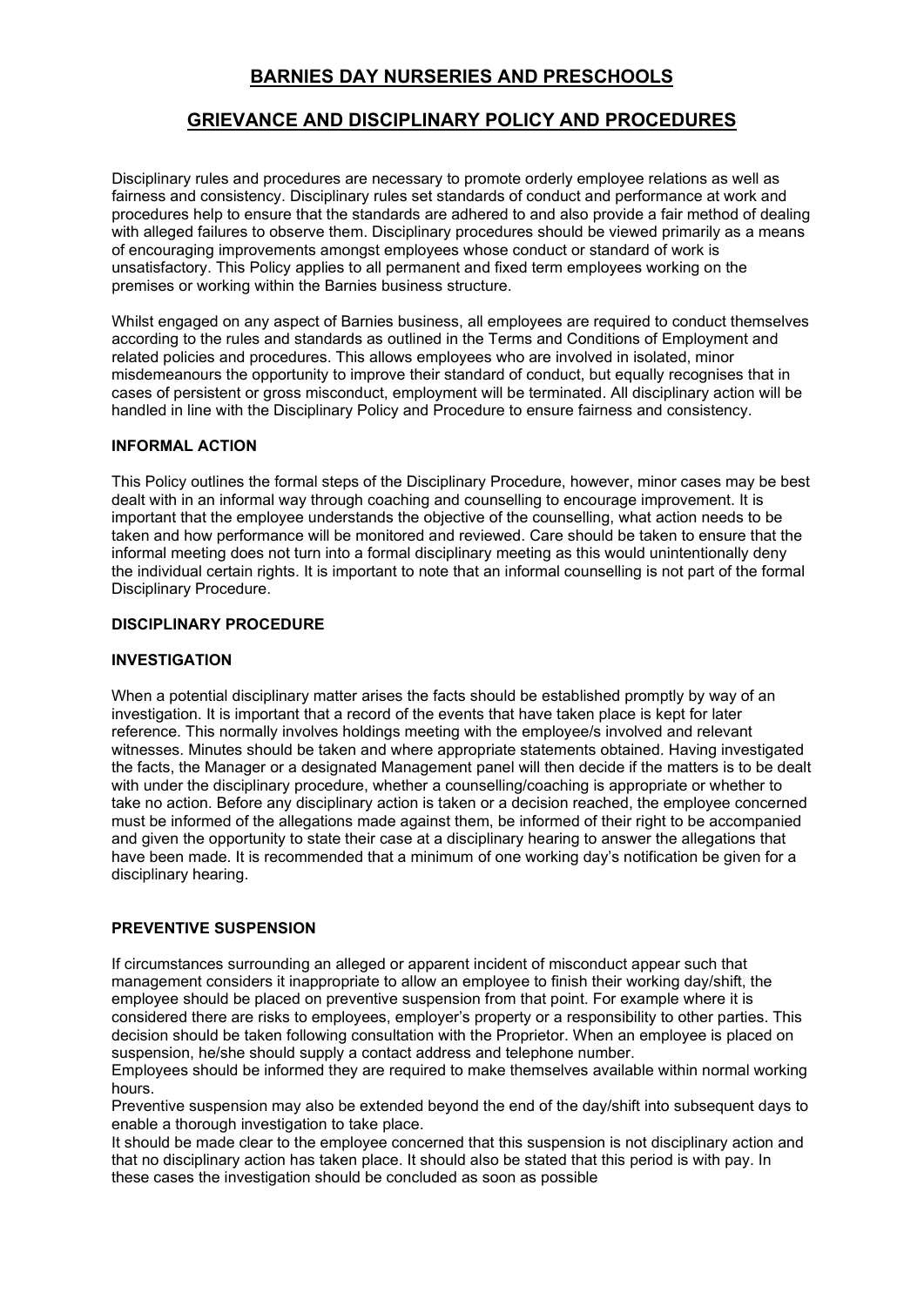# BARNIES DAY NURSERIES AND PRESCHOOLS

## GRIEVANCE AND DISCIPLINARY POLICY AND PROCEDURES

Disciplinary rules and procedures are necessary to promote orderly employee relations as well as fairness and consistency. Disciplinary rules set standards of conduct and performance at work and procedures help to ensure that the standards are adhered to and also provide a fair method of dealing with alleged failures to observe them. Disciplinary procedures should be viewed primarily as a means of encouraging improvements amongst employees whose conduct or standard of work is unsatisfactory. This Policy applies to all permanent and fixed term employees working on the premises or working within the Barnies business structure.

Whilst engaged on any aspect of Barnies business, all employees are required to conduct themselves according to the rules and standards as outlined in the Terms and Conditions of Employment and related policies and procedures. This allows employees who are involved in isolated, minor misdemeanours the opportunity to improve their standard of conduct, but equally recognises that in cases of persistent or gross misconduct, employment will be terminated. All disciplinary action will be handled in line with the Disciplinary Policy and Procedure to ensure fairness and consistency.

### INFORMAL ACTION

This Policy outlines the formal steps of the Disciplinary Procedure, however, minor cases may be best dealt with in an informal way through coaching and counselling to encourage improvement. It is important that the employee understands the objective of the counselling, what action needs to be taken and how performance will be monitored and reviewed. Care should be taken to ensure that the informal meeting does not turn into a formal disciplinary meeting as this would unintentionally deny the individual certain rights. It is important to note that an informal counselling is not part of the formal Disciplinary Procedure.

### DISCIPLINARY PROCEDURE

### INVESTIGATION

When a potential disciplinary matter arises the facts should be established promptly by way of an investigation. It is important that a record of the events that have taken place is kept for later reference. This normally involves holdings meeting with the employee/s involved and relevant witnesses. Minutes should be taken and where appropriate statements obtained. Having investigated the facts, the Manager or a designated Management panel will then decide if the matters is to be dealt with under the disciplinary procedure, whether a counselling/coaching is appropriate or whether to take no action. Before any disciplinary action is taken or a decision reached, the employee concerned must be informed of the allegations made against them, be informed of their right to be accompanied and given the opportunity to state their case at a disciplinary hearing to answer the allegations that have been made. It is recommended that a minimum of one working day's notification be given for a disciplinary hearing.

### PREVENTIVE SUSPENSION

If circumstances surrounding an alleged or apparent incident of misconduct appear such that management considers it inappropriate to allow an employee to finish their working day/shift, the employee should be placed on preventive suspension from that point. For example where it is considered there are risks to employees, employer's property or a responsibility to other parties. This decision should be taken following consultation with the Proprietor. When an employee is placed on suspension, he/she should supply a contact address and telephone number.

Employees should be informed they are required to make themselves available within normal working hours.

Preventive suspension may also be extended beyond the end of the day/shift into subsequent days to enable a thorough investigation to take place.

It should be made clear to the employee concerned that this suspension is not disciplinary action and that no disciplinary action has taken place. It should also be stated that this period is with pay. In these cases the investigation should be concluded as soon as possible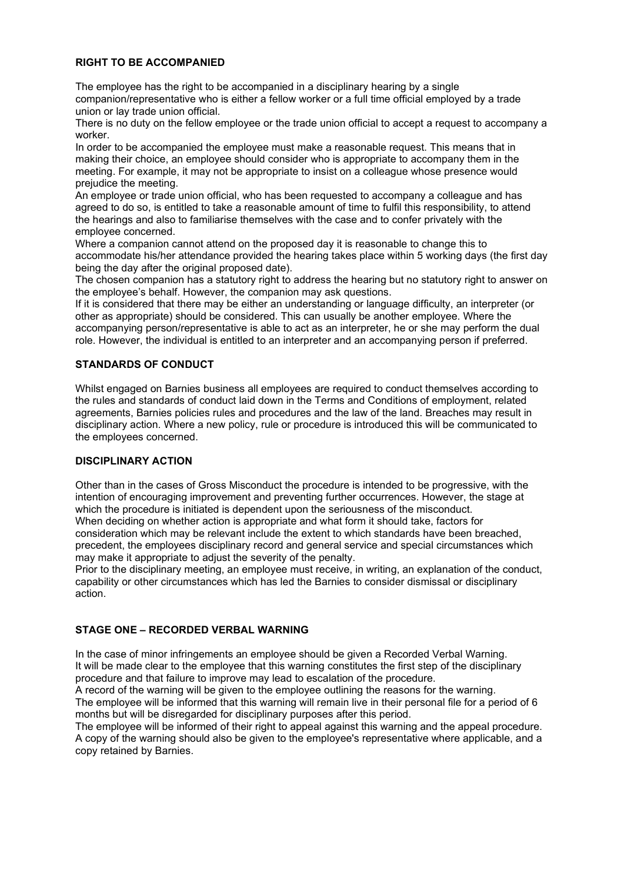## RIGHT TO BE ACCOMPANIED

The employee has the right to be accompanied in a disciplinary hearing by a single companion/representative who is either a fellow worker or a full time official employed by a trade union or lay trade union official.

There is no duty on the fellow employee or the trade union official to accept a request to accompany a worker.

In order to be accompanied the employee must make a reasonable request. This means that in making their choice, an employee should consider who is appropriate to accompany them in the meeting. For example, it may not be appropriate to insist on a colleague whose presence would prejudice the meeting.

An employee or trade union official, who has been requested to accompany a colleague and has agreed to do so, is entitled to take a reasonable amount of time to fulfil this responsibility, to attend the hearings and also to familiarise themselves with the case and to confer privately with the employee concerned.

Where a companion cannot attend on the proposed day it is reasonable to change this to accommodate his/her attendance provided the hearing takes place within 5 working days (the first day being the day after the original proposed date).

The chosen companion has a statutory right to address the hearing but no statutory right to answer on the employee's behalf. However, the companion may ask questions.

If it is considered that there may be either an understanding or language difficulty, an interpreter (or other as appropriate) should be considered. This can usually be another employee. Where the accompanying person/representative is able to act as an interpreter, he or she may perform the dual role. However, the individual is entitled to an interpreter and an accompanying person if preferred.

## STANDARDS OF CONDUCT

Whilst engaged on Barnies business all employees are required to conduct themselves according to the rules and standards of conduct laid down in the Terms and Conditions of employment, related agreements, Barnies policies rules and procedures and the law of the land. Breaches may result in disciplinary action. Where a new policy, rule or procedure is introduced this will be communicated to the employees concerned.

## DISCIPLINARY ACTION

Other than in the cases of Gross Misconduct the procedure is intended to be progressive, with the intention of encouraging improvement and preventing further occurrences. However, the stage at which the procedure is initiated is dependent upon the seriousness of the misconduct.

When deciding on whether action is appropriate and what form it should take, factors for consideration which may be relevant include the extent to which standards have been breached, precedent, the employees disciplinary record and general service and special circumstances which may make it appropriate to adjust the severity of the penalty.

Prior to the disciplinary meeting, an employee must receive, in writing, an explanation of the conduct, capability or other circumstances which has led the Barnies to consider dismissal or disciplinary action.

## STAGE ONE – RECORDED VERBAL WARNING

In the case of minor infringements an employee should be given a Recorded Verbal Warning.

It will be made clear to the employee that this warning constitutes the first step of the disciplinary procedure and that failure to improve may lead to escalation of the procedure.

A record of the warning will be given to the employee outlining the reasons for the warning.

The employee will be informed that this warning will remain live in their personal file for a period of 6 months but will be disregarded for disciplinary purposes after this period.

The employee will be informed of their right to appeal against this warning and the appeal procedure. A copy of the warning should also be given to the employee's representative where applicable, and a copy retained by Barnies.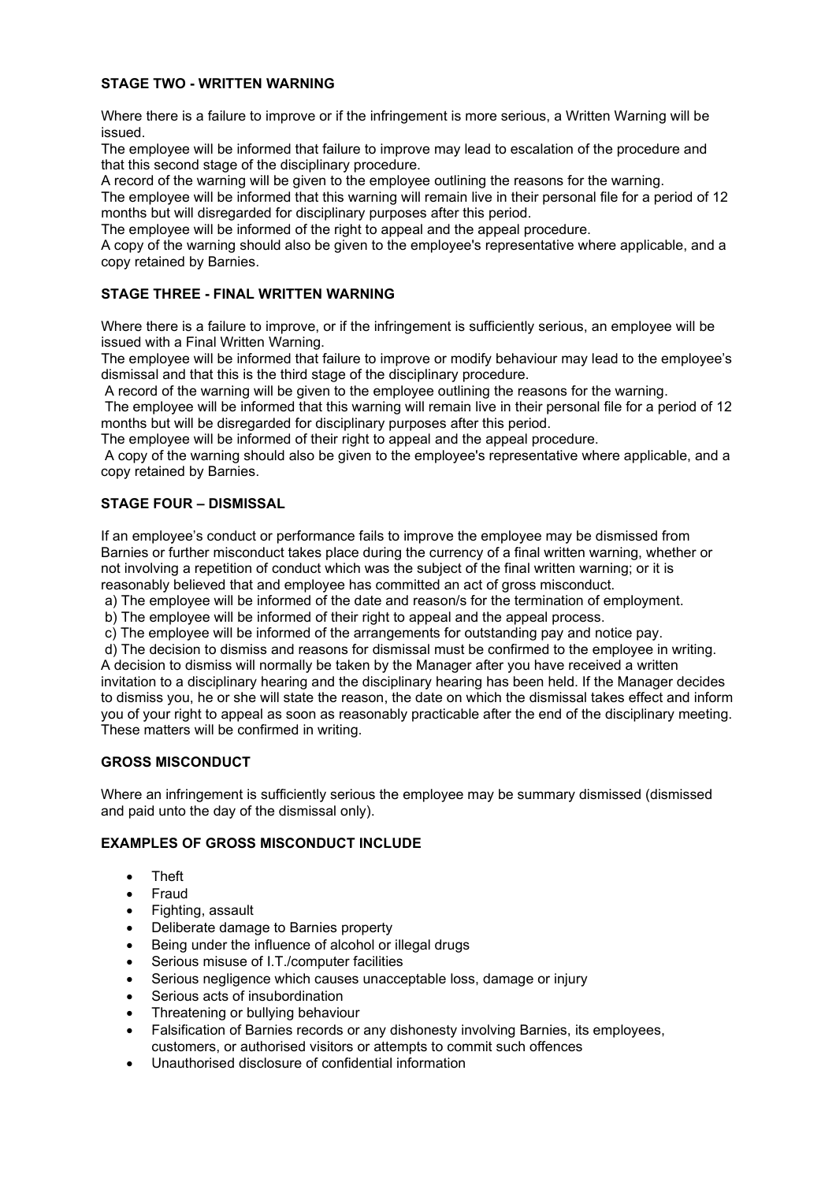**STAGE TWO - WRITTEN WARNING**

Where there is a failure to improve or if the infringement is more serious, a Written Warning will be issued.

The employee will be informed that failure to improve may lead to escalation of the procedure and that this second stage of the disciplinary procedure.

A record of the warning will be given to the employee outlining the reasons for the warning.

The employee will be informed that this warning will remain live in their personal file for a period of 12 months but will disregarded for disciplinary purposes after this period.

The employee will be informed of the right to appeal and the appeal procedure.

A copy of the warning should also be given to the employee's representative where applicable, and a copy retained by Barnies.

**STAGE THREE - FINAL WRITTEN WARNING**

Where there is a failure to improve, or if the infringement is sufficiently serious, an employee will be issued with a Final Written Warning.

The employee will be informed that failure to improve or modify behaviour may lead to the employee's dismissal and that this is the third stage of the disciplinary procedure.

A record of the warning will be given to the employee outlining the reasons for the warning.

The employee will be informed that this warning will remain live in their personal file for a period of 12 months but will be disregarded for disciplinary purposes after this period.

The employee will be informed of their right to appeal and the appeal procedure.

A copy of the warning should also be given to the employee's representative where applicable, and a copy retained by Barnies.

**STAGE FOUR – DISMISSAL**

If an employee's conduct or performance fails to improve the employee may be dismissed from Barnies or further misconduct takes place during the currency of a final written warning, whether or not involving a repetition of conduct which was the subject of the final written warning; or it is reasonably believed that and employee has committed an act of gross misconduct.

a) The employee will be informed of the date and reason/s for the termination of employment.
b) The employee will be informed of their right to appeal and the appeal process.
c) The employee will be informed of the arrangements for outstanding pay and notice pay.
d) The decision to dismiss and reasons for dismissal must be confirmed to the employee in writing.

A decision to dismiss will normally be taken by the Manager after you have received a written invitation to a disciplinary hearing and the disciplinary hearing has been held. If the Manager decides to dismiss you, he or she will state the reason, the date on which the dismissal takes effect and inform you of your right to appeal as soon as reasonably practicable after the end of the disciplinary meeting. These matters will be confirmed in writing.

**GROSS MISCONDUCT**

Where an infringement is sufficiently serious the employee may be summary dismissed (dismissed and paid unto the day of the dismissal only).

**EXAMPLES OF GROSS MISCONDUCT INCLUDE**

- Theft
- Fraud
- Fighting, assault
- Deliberate damage to Barnies property
- Being under the influence of alcohol or illegal drugs
- Serious misuse of I.T./computer facilities
- Serious negligence which causes unacceptable loss, damage or injury
- Serious acts of insubordination
- Threatening or bullying behaviour
- Falsification of Barnies records or any dishonesty involving Barnies, its employees, customers, or authorised visitors or attempts to commit such offences
- Unauthorised disclosure of confidential information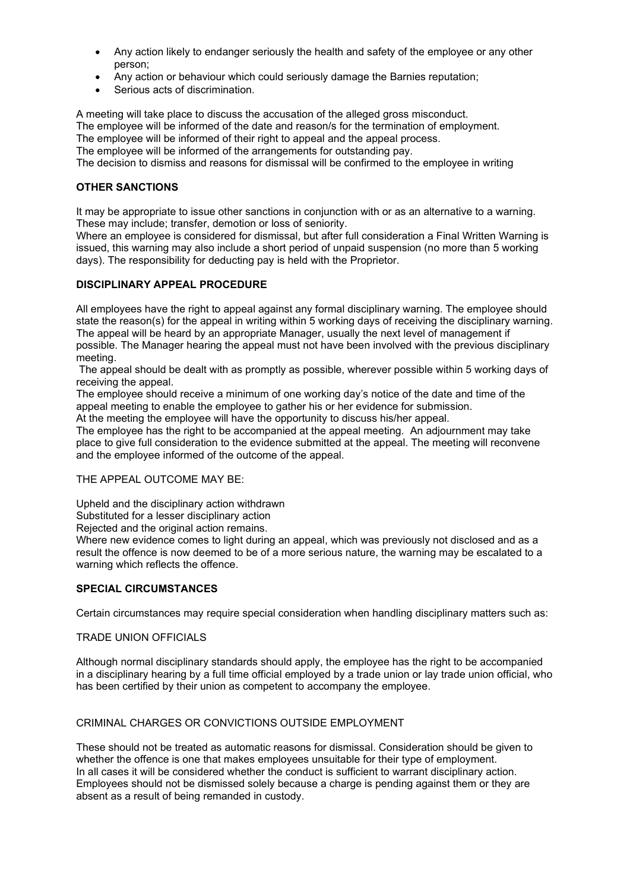- Any action likely to endanger seriously the health and safety of the employee or any other person;
- Any action or behaviour which could seriously damage the Barnies reputation;
- Serious acts of discrimination.

A meeting will take place to discuss the accusation of the alleged gross misconduct.
The employee will be informed of the date and reason/s for the termination of employment.
The employee will be informed of their right to appeal and the appeal process.
The employee will be informed of the arrangements for outstanding pay.
The decision to dismiss and reasons for dismissal will be confirmed to the employee in writing

**OTHER SANCTIONS**

It may be appropriate to issue other sanctions in conjunction with or as an alternative to a warning. These may include; transfer, demotion or loss of seniority.
Where an employee is considered for dismissal, but after full consideration a Final Written Warning is issued, this warning may also include a short period of unpaid suspension (no more than 5 working days). The responsibility for deducting pay is held with the Proprietor.

**DISCIPLINARY APPEAL PROCEDURE**

All employees have the right to appeal against any formal disciplinary warning. The employee should state the reason(s) for the appeal in writing within 5 working days of receiving the disciplinary warning. The appeal will be heard by an appropriate Manager, usually the next level of management if possible. The Manager hearing the appeal must not have been involved with the previous disciplinary meeting.
The appeal should be dealt with as promptly as possible, wherever possible within 5 working days of receiving the appeal.
The employee should receive a minimum of one working day's notice of the date and time of the appeal meeting to enable the employee to gather his or her evidence for submission.
At the meeting the employee will have the opportunity to discuss his/her appeal.
The employee has the right to be accompanied at the appeal meeting. An adjournment may take place to give full consideration to the evidence submitted at the appeal. The meeting will reconvene and the employee informed of the outcome of the appeal.

THE APPEAL OUTCOME MAY BE:

Upheld and the disciplinary action withdrawn
Substituted for a lesser disciplinary action
Rejected and the original action remains.
Where new evidence comes to light during an appeal, which was previously not disclosed and as a result the offence is now deemed to be of a more serious nature, the warning may be escalated to a warning which reflects the offence.

**SPECIAL CIRCUMSTANCES**

Certain circumstances may require special consideration when handling disciplinary matters such as:

TRADE UNION OFFICIALS

Although normal disciplinary standards should apply, the employee has the right to be accompanied in a disciplinary hearing by a full time official employed by a trade union or lay trade union official, who has been certified by their union as competent to accompany the employee.

CRIMINAL CHARGES OR CONVICTIONS OUTSIDE EMPLOYMENT

These should not be treated as automatic reasons for dismissal. Consideration should be given to whether the offence is one that makes employees unsuitable for their type of employment.
In all cases it will be considered whether the conduct is sufficient to warrant disciplinary action.
Employees should not be dismissed solely because a charge is pending against them or they are absent as a result of being remanded in custody.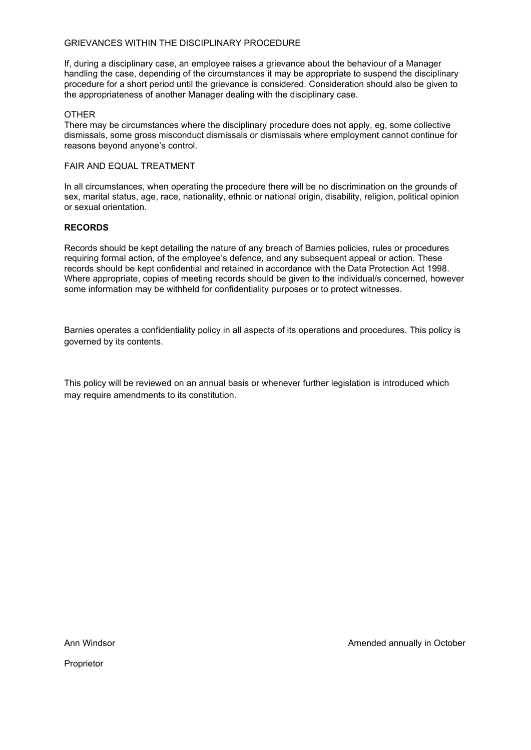GRIEVANCES WITHIN THE DISCIPLINARY PROCEDURE

If, during a disciplinary case, an employee raises a grievance about the behaviour of a Manager handling the case, depending of the circumstances it may be appropriate to suspend the disciplinary procedure for a short period until the grievance is considered. Consideration should also be given to the appropriateness of another Manager dealing with the disciplinary case.

OTHER

There may be circumstances where the disciplinary procedure does not apply, eg, some collective dismissals, some gross misconduct dismissals or dismissals where employment cannot continue for reasons beyond anyone's control.

FAIR AND EQUAL TREATMENT

In all circumstances, when operating the procedure there will be no discrimination on the grounds of sex, marital status, age, race, nationality, ethnic or national origin, disability, religion, political opinion or sexual orientation.

**RECORDS**

Records should be kept detailing the nature of any breach of Barnies policies, rules or procedures requiring formal action, of the employee's defence, and any subsequent appeal or action. These records should be kept confidential and retained in accordance with the Data Protection Act 1998. Where appropriate, copies of meeting records should be given to the individual/s concerned, however some information may be withheld for confidentiality purposes or to protect witnesses.

Barnies operates a confidentiality policy in all aspects of its operations and procedures. This policy is governed by its contents.

This policy will be reviewed on an annual basis or whenever further legislation is introduced which may require amendments to its constitution.

Ann Windsor

Proprietor

Amended annually in October